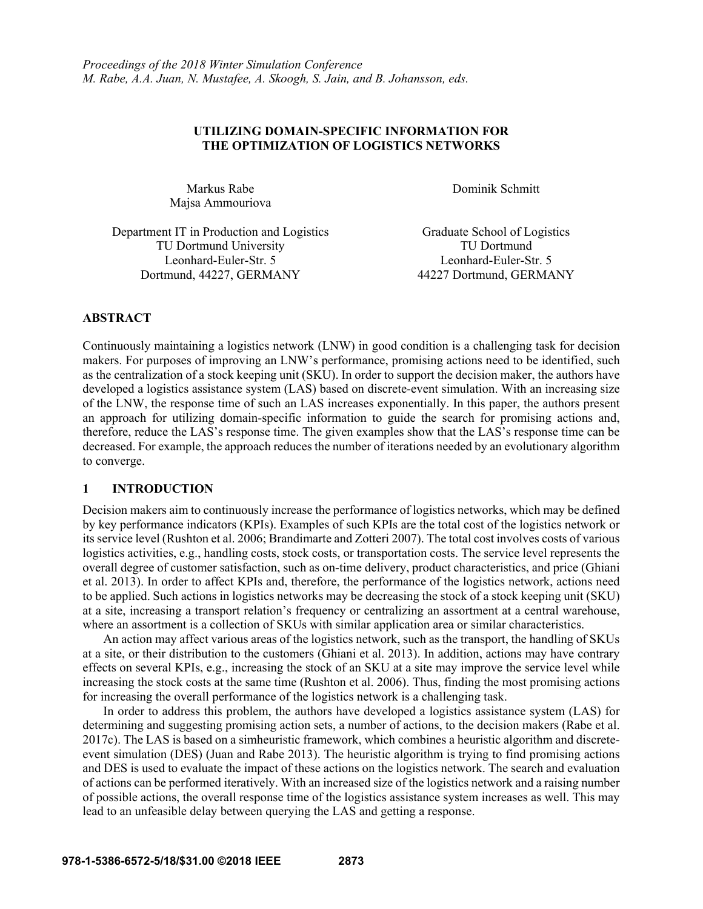*Proceedings of the 2018 Winter Simulation Conference*
*M. Rabe, A.A. Juan, N. Mustafee, A. Skoogh, S. Jain, and B. Johansson, eds.*

# UTILIZING DOMAIN-SPECIFIC INFORMATION FOR THE OPTIMIZATION OF LOGISTICS NETWORKS

Markus Rabe
Majsa Ammouriova

Department IT in Production and Logistics
TU Dortmund University
Leonhard-Euler-Str. 5
Dortmund, 44227, GERMANY

Dominik Schmitt

Graduate School of Logistics
TU Dortmund
Leonhard-Euler-Str. 5
44227 Dortmund, GERMANY

## ABSTRACT

Continuously maintaining a logistics network (LNW) in good condition is a challenging task for decision makers. For purposes of improving an LNW's performance, promising actions need to be identified, such as the centralization of a stock keeping unit (SKU). In order to support the decision maker, the authors have developed a logistics assistance system (LAS) based on discrete-event simulation. With an increasing size of the LNW, the response time of such an LAS increases exponentially. In this paper, the authors present an approach for utilizing domain-specific information to guide the search for promising actions and, therefore, reduce the LAS's response time. The given examples show that the LAS's response time can be decreased. For example, the approach reduces the number of iterations needed by an evolutionary algorithm to converge.

## 1 INTRODUCTION

Decision makers aim to continuously increase the performance of logistics networks, which may be defined by key performance indicators (KPIs). Examples of such KPIs are the total cost of the logistics network or its service level (Rushton et al. 2006; Brandimarte and Zotteri 2007). The total cost involves costs of various logistics activities, e.g., handling costs, stock costs, or transportation costs. The service level represents the overall degree of customer satisfaction, such as on-time delivery, product characteristics, and price (Ghiani et al. 2013). In order to affect KPIs and, therefore, the performance of the logistics network, actions need to be applied. Such actions in logistics networks may be decreasing the stock of a stock keeping unit (SKU) at a site, increasing a transport relation's frequency or centralizing an assortment at a central warehouse, where an assortment is a collection of SKUs with similar application area or similar characteristics.

An action may affect various areas of the logistics network, such as the transport, the handling of SKUs at a site, or their distribution to the customers (Ghiani et al. 2013). In addition, actions may have contrary effects on several KPIs, e.g., increasing the stock of an SKU at a site may improve the service level while increasing the stock costs at the same time (Rushton et al. 2006). Thus, finding the most promising actions for increasing the overall performance of the logistics network is a challenging task.

In order to address this problem, the authors have developed a logistics assistance system (LAS) for determining and suggesting promising action sets, a number of actions, to the decision makers (Rabe et al. 2017c). The LAS is based on a simheuristic framework, which combines a heuristic algorithm and discrete-event simulation (DES) (Juan and Rabe 2013). The heuristic algorithm is trying to find promising actions and DES is used to evaluate the impact of these actions on the logistics network. The search and evaluation of actions can be performed iteratively. With an increased size of the logistics network and a raising number of possible actions, the overall response time of the logistics assistance system increases as well. This may lead to an unfeasible delay between querying the LAS and getting a response.

978-1-5386-6572-5/18/$31.00 ©2018 IEEE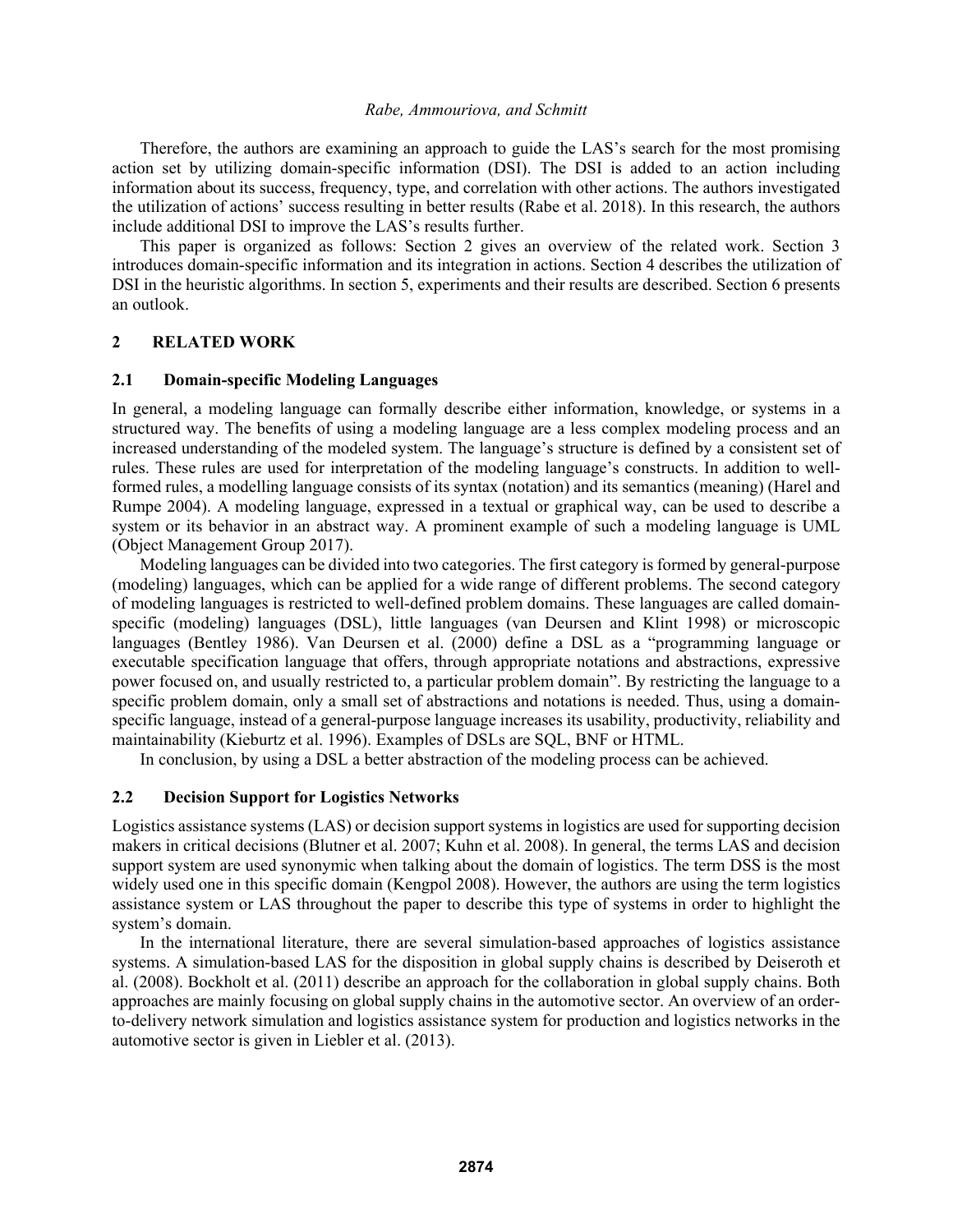Therefore, the authors are examining an approach to guide the LAS's search for the most promising action set by utilizing domain-specific information (DSI). The DSI is added to an action including information about its success, frequency, type, and correlation with other actions. The authors investigated the utilization of actions' success resulting in better results (Rabe et al. 2018). In this research, the authors include additional DSI to improve the LAS's results further.

This paper is organized as follows: Section 2 gives an overview of the related work. Section 3 introduces domain-specific information and its integration in actions. Section 4 describes the utilization of DSI in the heuristic algorithms. In section 5, experiments and their results are described. Section 6 presents an outlook.

## 2 RELATED WORK

### 2.1 Domain-specific Modeling Languages

In general, a modeling language can formally describe either information, knowledge, or systems in a structured way. The benefits of using a modeling language are a less complex modeling process and an increased understanding of the modeled system. The language's structure is defined by a consistent set of rules. These rules are used for interpretation of the modeling language's constructs. In addition to well-formed rules, a modelling language consists of its syntax (notation) and its semantics (meaning) (Harel and Rumpe 2004). A modeling language, expressed in a textual or graphical way, can be used to describe a system or its behavior in an abstract way. A prominent example of such a modeling language is UML (Object Management Group 2017).

Modeling languages can be divided into two categories. The first category is formed by general-purpose (modeling) languages, which can be applied for a wide range of different problems. The second category of modeling languages is restricted to well-defined problem domains. These languages are called domain-specific (modeling) languages (DSL), little languages (van Deursen and Klint 1998) or microscopic languages (Bentley 1986). Van Deursen et al. (2000) define a DSL as a "programming language or executable specification language that offers, through appropriate notations and abstractions, expressive power focused on, and usually restricted to, a particular problem domain". By restricting the language to a specific problem domain, only a small set of abstractions and notations is needed. Thus, using a domain-specific language, instead of a general-purpose language increases its usability, productivity, reliability and maintainability (Kieburtz et al. 1996). Examples of DSLs are SQL, BNF or HTML.

In conclusion, by using a DSL a better abstraction of the modeling process can be achieved.

### 2.2 Decision Support for Logistics Networks

Logistics assistance systems (LAS) or decision support systems in logistics are used for supporting decision makers in critical decisions (Blutner et al. 2007; Kuhn et al. 2008). In general, the terms LAS and decision support system are used synonymic when talking about the domain of logistics. The term DSS is the most widely used one in this specific domain (Kengpol 2008). However, the authors are using the term logistics assistance system or LAS throughout the paper to describe this type of systems in order to highlight the system's domain.

In the international literature, there are several simulation-based approaches of logistics assistance systems. A simulation-based LAS for the disposition in global supply chains is described by Deiseroth et al. (2008). Bockholt et al. (2011) describe an approach for the collaboration in global supply chains. Both approaches are mainly focusing on global supply chains in the automotive sector. An overview of an order-to-delivery network simulation and logistics assistance system for production and logistics networks in the automotive sector is given in Liebler et al. (2013).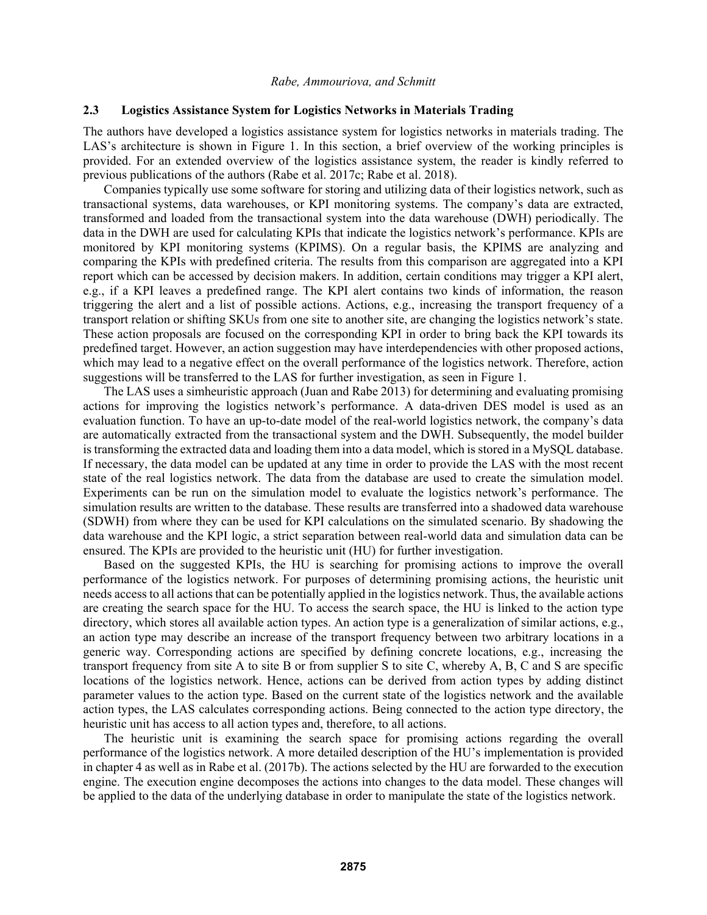### 2.3 Logistics Assistance System for Logistics Networks in Materials Trading

The authors have developed a logistics assistance system for logistics networks in materials trading. The LAS's architecture is shown in Figure 1. In this section, a brief overview of the working principles is provided. For an extended overview of the logistics assistance system, the reader is kindly referred to previous publications of the authors (Rabe et al. 2017c; Rabe et al. 2018).

Companies typically use some software for storing and utilizing data of their logistics network, such as transactional systems, data warehouses, or KPI monitoring systems. The company's data are extracted, transformed and loaded from the transactional system into the data warehouse (DWH) periodically. The data in the DWH are used for calculating KPIs that indicate the logistics network's performance. KPIs are monitored by KPI monitoring systems (KPIMS). On a regular basis, the KPIMS are analyzing and comparing the KPIs with predefined criteria. The results from this comparison are aggregated into a KPI report which can be accessed by decision makers. In addition, certain conditions may trigger a KPI alert, e.g., if a KPI leaves a predefined range. The KPI alert contains two kinds of information, the reason triggering the alert and a list of possible actions. Actions, e.g., increasing the transport frequency of a transport relation or shifting SKUs from one site to another site, are changing the logistics network's state. These action proposals are focused on the corresponding KPI in order to bring back the KPI towards its predefined target. However, an action suggestion may have interdependencies with other proposed actions, which may lead to a negative effect on the overall performance of the logistics network. Therefore, action suggestions will be transferred to the LAS for further investigation, as seen in Figure 1.

The LAS uses a simheuristic approach (Juan and Rabe 2013) for determining and evaluating promising actions for improving the logistics network's performance. A data-driven DES model is used as an evaluation function. To have an up-to-date model of the real-world logistics network, the company's data are automatically extracted from the transactional system and the DWH. Subsequently, the model builder is transforming the extracted data and loading them into a data model, which is stored in a MySQL database. If necessary, the data model can be updated at any time in order to provide the LAS with the most recent state of the real logistics network. The data from the database are used to create the simulation model. Experiments can be run on the simulation model to evaluate the logistics network's performance. The simulation results are written to the database. These results are transferred into a shadowed data warehouse (SDWH) from where they can be used for KPI calculations on the simulated scenario. By shadowing the data warehouse and the KPI logic, a strict separation between real-world data and simulation data can be ensured. The KPIs are provided to the heuristic unit (HU) for further investigation.

Based on the suggested KPIs, the HU is searching for promising actions to improve the overall performance of the logistics network. For purposes of determining promising actions, the heuristic unit needs access to all actions that can be potentially applied in the logistics network. Thus, the available actions are creating the search space for the HU. To access the search space, the HU is linked to the action type directory, which stores all available action types. An action type is a generalization of similar actions, e.g., an action type may describe an increase of the transport frequency between two arbitrary locations in a generic way. Corresponding actions are specified by defining concrete locations, e.g., increasing the transport frequency from site A to site B or from supplier S to site C, whereby A, B, C and S are specific locations of the logistics network. Hence, actions can be derived from action types by adding distinct parameter values to the action type. Based on the current state of the logistics network and the available action types, the LAS calculates corresponding actions. Being connected to the action type directory, the heuristic unit has access to all action types and, therefore, to all actions.

The heuristic unit is examining the search space for promising actions regarding the overall performance of the logistics network. A more detailed description of the HU's implementation is provided in chapter 4 as well as in Rabe et al. (2017b). The actions selected by the HU are forwarded to the execution engine. The execution engine decomposes the actions into changes to the data model. These changes will be applied to the data of the underlying database in order to manipulate the state of the logistics network.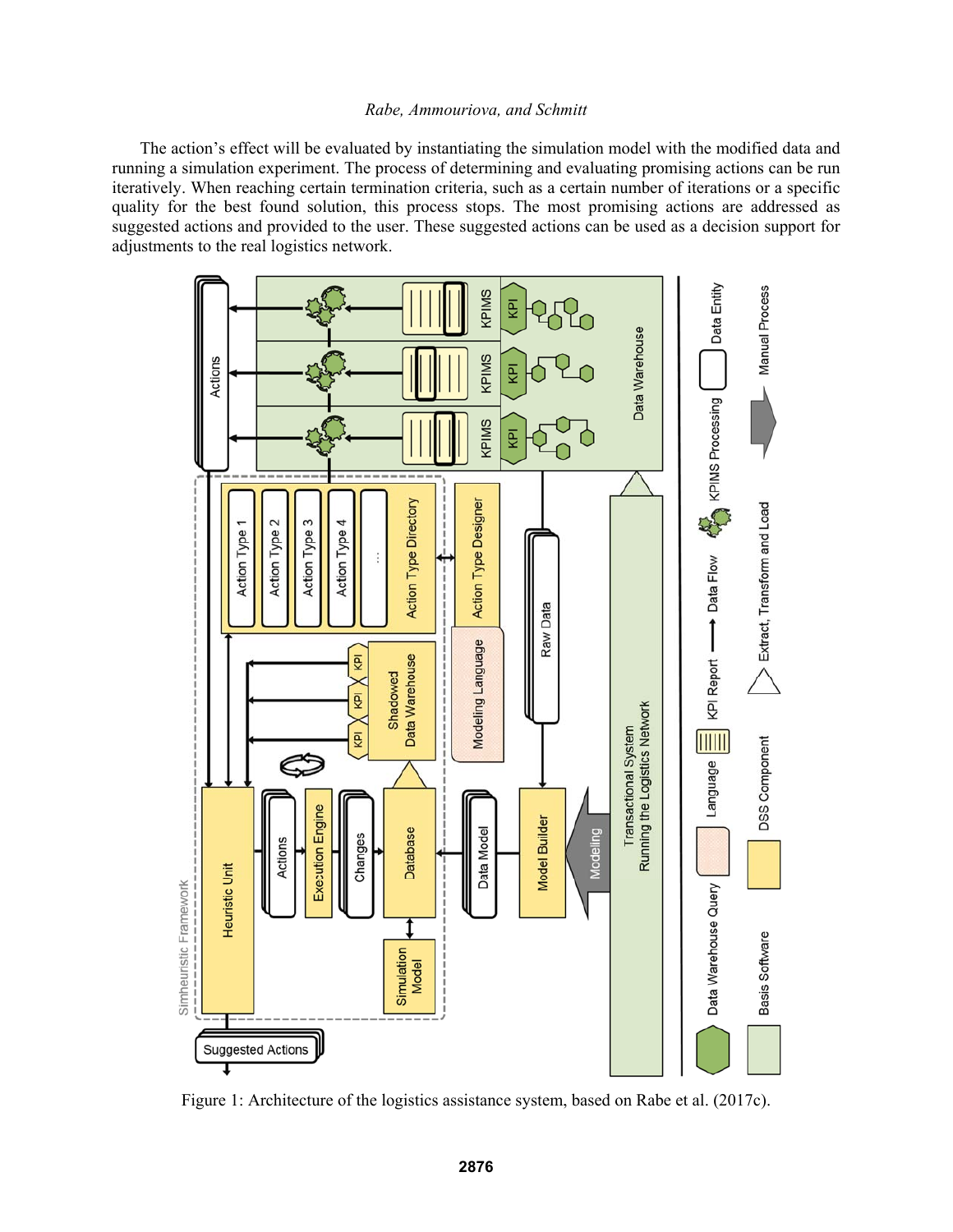The action's effect will be evaluated by instantiating the simulation model with the modified data and running a simulation experiment. The process of determining and evaluating promising actions can be run iteratively. When reaching certain termination criteria, such as a certain number of iterations or a specific quality for the best found solution, this process stops. The most promising actions are addressed as suggested actions and provided to the user. These suggested actions can be used as a decision support for adjustments to the real logistics network.

Figure 1: Architecture of the logistics assistance system, based on Rabe et al. (2017c).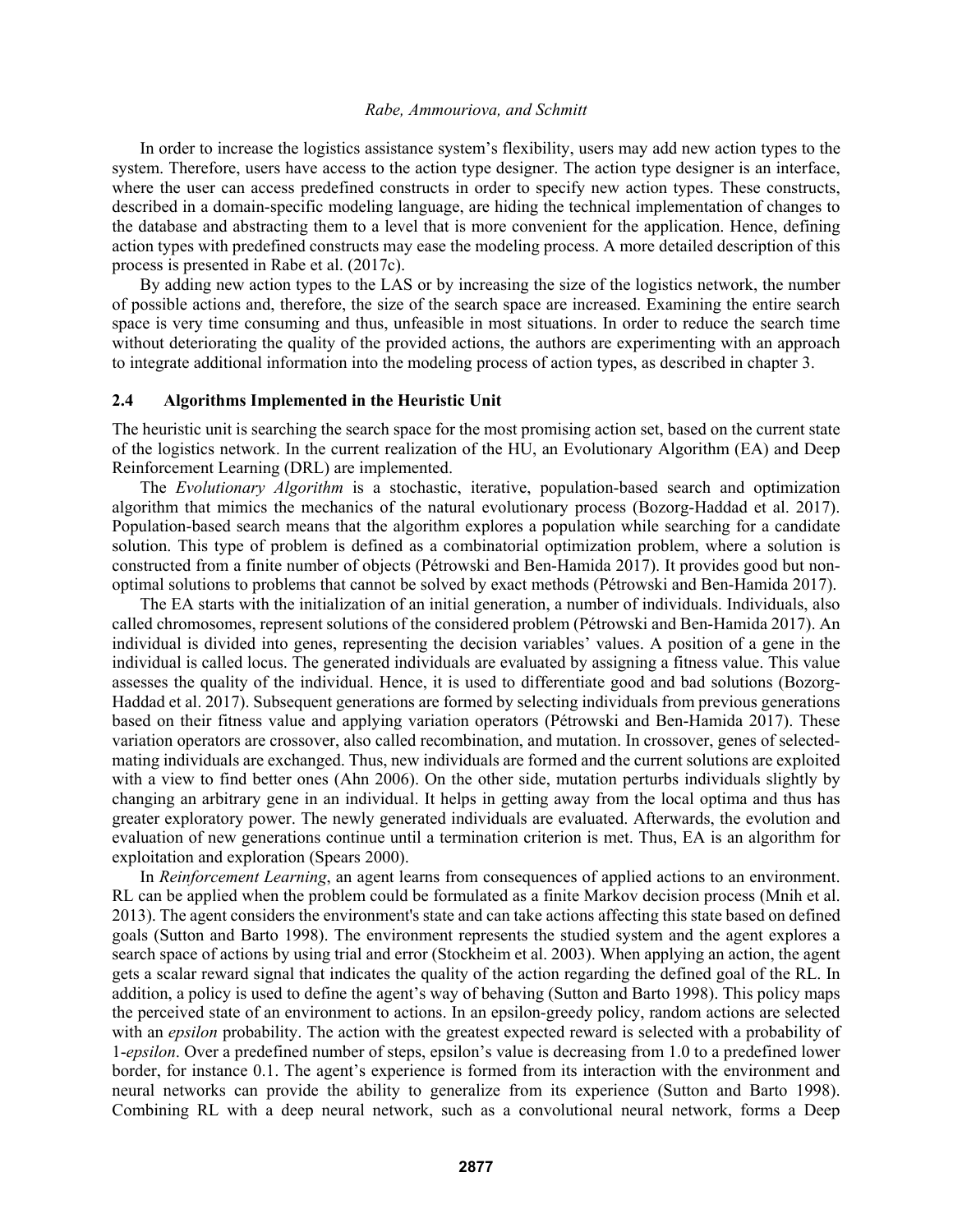In order to increase the logistics assistance system's flexibility, users may add new action types to the system. Therefore, users have access to the action type designer. The action type designer is an interface, where the user can access predefined constructs in order to specify new action types. These constructs, described in a domain-specific modeling language, are hiding the technical implementation of changes to the database and abstracting them to a level that is more convenient for the application. Hence, defining action types with predefined constructs may ease the modeling process. A more detailed description of this process is presented in Rabe et al. (2017c).

By adding new action types to the LAS or by increasing the size of the logistics network, the number of possible actions and, therefore, the size of the search space are increased. Examining the entire search space is very time consuming and thus, unfeasible in most situations. In order to reduce the search time without deteriorating the quality of the provided actions, the authors are experimenting with an approach to integrate additional information into the modeling process of action types, as described in chapter 3.

### 2.4 Algorithms Implemented in the Heuristic Unit

The heuristic unit is searching the search space for the most promising action set, based on the current state of the logistics network. In the current realization of the HU, an Evolutionary Algorithm (EA) and Deep Reinforcement Learning (DRL) are implemented.

The *Evolutionary Algorithm* is a stochastic, iterative, population-based search and optimization algorithm that mimics the mechanics of the natural evolutionary process (Bozorg-Haddad et al. 2017). Population-based search means that the algorithm explores a population while searching for a candidate solution. This type of problem is defined as a combinatorial optimization problem, where a solution is constructed from a finite number of objects (Pétrowski and Ben-Hamida 2017). It provides good but non-optimal solutions to problems that cannot be solved by exact methods (Pétrowski and Ben-Hamida 2017).

The EA starts with the initialization of an initial generation, a number of individuals. Individuals, also called chromosomes, represent solutions of the considered problem (Pétrowski and Ben-Hamida 2017). An individual is divided into genes, representing the decision variables' values. A position of a gene in the individual is called locus. The generated individuals are evaluated by assigning a fitness value. This value assesses the quality of the individual. Hence, it is used to differentiate good and bad solutions (Bozorg-Haddad et al. 2017). Subsequent generations are formed by selecting individuals from previous generations based on their fitness value and applying variation operators (Pétrowski and Ben-Hamida 2017). These variation operators are crossover, also called recombination, and mutation. In crossover, genes of selected-mating individuals are exchanged. Thus, new individuals are formed and the current solutions are exploited with a view to find better ones (Ahn 2006). On the other side, mutation perturbs individuals slightly by changing an arbitrary gene in an individual. It helps in getting away from the local optima and thus has greater exploratory power. The newly generated individuals are evaluated. Afterwards, the evolution and evaluation of new generations continue until a termination criterion is met. Thus, EA is an algorithm for exploitation and exploration (Spears 2000).

In *Reinforcement Learning*, an agent learns from consequences of applied actions to an environment. RL can be applied when the problem could be formulated as a finite Markov decision process (Mnih et al. 2013). The agent considers the environment's state and can take actions affecting this state based on defined goals (Sutton and Barto 1998). The environment represents the studied system and the agent explores a search space of actions by using trial and error (Stockheim et al. 2003). When applying an action, the agent gets a scalar reward signal that indicates the quality of the action regarding the defined goal of the RL. In addition, a policy is used to define the agent's way of behaving (Sutton and Barto 1998). This policy maps the perceived state of an environment to actions. In an epsilon-greedy policy, random actions are selected with an *epsilon* probability. The action with the greatest expected reward is selected with a probability of 1-*epsilon*. Over a predefined number of steps, epsilon's value is decreasing from 1.0 to a predefined lower border, for instance 0.1. The agent's experience is formed from its interaction with the environment and neural networks can provide the ability to generalize from its experience (Sutton and Barto 1998). Combining RL with a deep neural network, such as a convolutional neural network, forms a Deep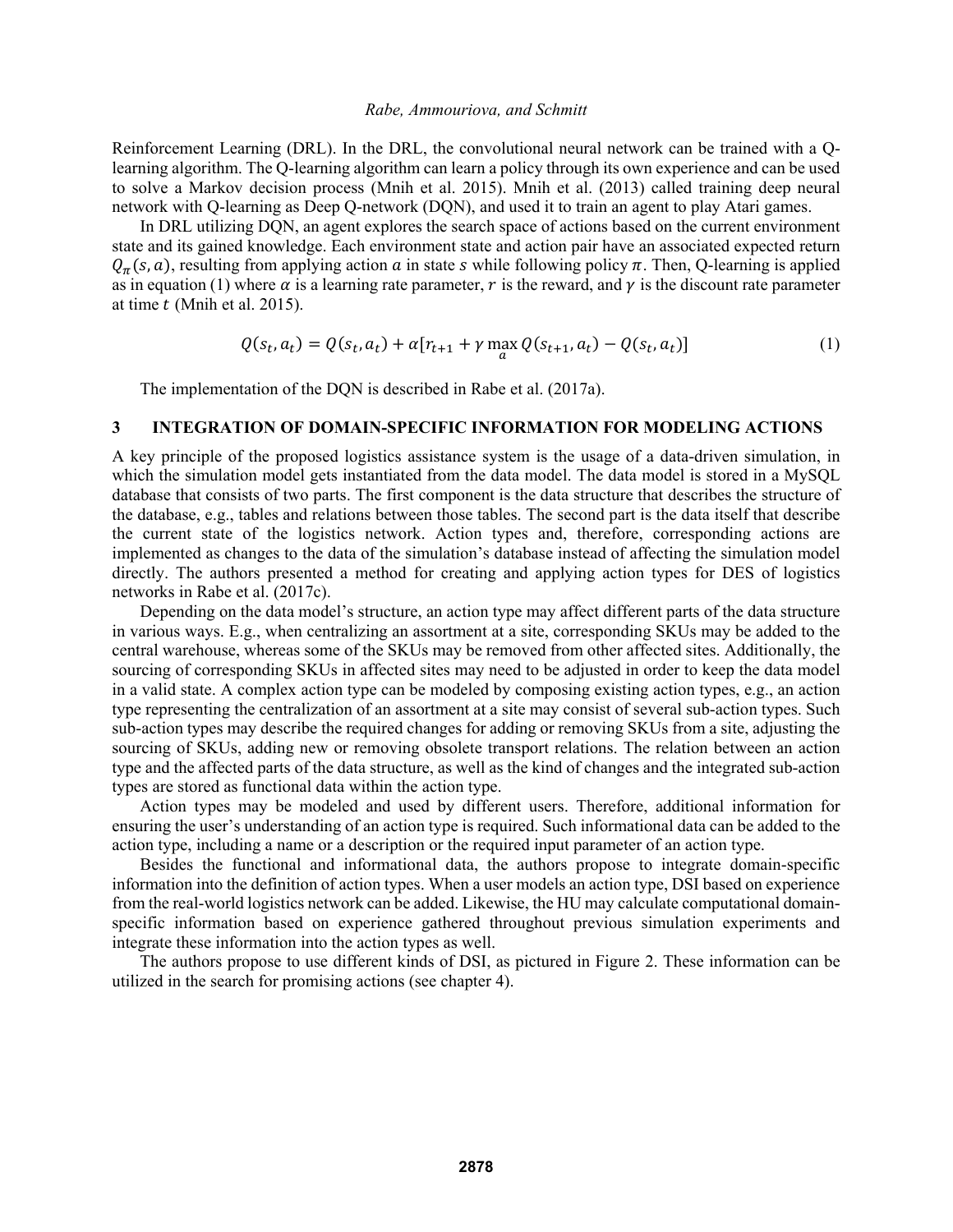Reinforcement Learning (DRL). In the DRL, the convolutional neural network can be trained with a Q-learning algorithm. The Q-learning algorithm can learn a policy through its own experience and can be used to solve a Markov decision process (Mnih et al. 2015). Mnih et al. (2013) called training deep neural network with Q-learning as Deep Q-network (DQN), and used it to train an agent to play Atari games.

In DRL utilizing DQN, an agent explores the search space of actions based on the current environment state and its gained knowledge. Each environment state and action pair have an associated expected return $Q_{\pi}(s, a)$, resulting from applying action $a$ in state $s$ while following policy $\pi$. Then, Q-learning is applied as in equation (1) where $\alpha$ is a learning rate parameter, $r$ is the reward, and $\gamma$ is the discount rate parameter at time $t$ (Mnih et al. 2015).

$$Q(s_t, a_t) = Q(s_t, a_t) + \alpha[r_{t+1} + \gamma \max_{a} Q(s_{t+1}, a_t) - Q(s_t, a_t)] \tag{1}$$

The implementation of the DQN is described in Rabe et al. (2017a).

## 3 INTEGRATION OF DOMAIN-SPECIFIC INFORMATION FOR MODELING ACTIONS

A key principle of the proposed logistics assistance system is the usage of a data-driven simulation, in which the simulation model gets instantiated from the data model. The data model is stored in a MySQL database that consists of two parts. The first component is the data structure that describes the structure of the database, e.g., tables and relations between those tables. The second part is the data itself that describe the current state of the logistics network. Action types and, therefore, corresponding actions are implemented as changes to the data of the simulation's database instead of affecting the simulation model directly. The authors presented a method for creating and applying action types for DES of logistics networks in Rabe et al. (2017c).

Depending on the data model's structure, an action type may affect different parts of the data structure in various ways. E.g., when centralizing an assortment at a site, corresponding SKUs may be added to the central warehouse, whereas some of the SKUs may be removed from other affected sites. Additionally, the sourcing of corresponding SKUs in affected sites may need to be adjusted in order to keep the data model in a valid state. A complex action type can be modeled by composing existing action types, e.g., an action type representing the centralization of an assortment at a site may consist of several sub-action types. Such sub-action types may describe the required changes for adding or removing SKUs from a site, adjusting the sourcing of SKUs, adding new or removing obsolete transport relations. The relation between an action type and the affected parts of the data structure, as well as the kind of changes and the integrated sub-action types are stored as functional data within the action type.

Action types may be modeled and used by different users. Therefore, additional information for ensuring the user's understanding of an action type is required. Such informational data can be added to the action type, including a name or a description or the required input parameter of an action type.

Besides the functional and informational data, the authors propose to integrate domain-specific information into the definition of action types. When a user models an action type, DSI based on experience from the real-world logistics network can be added. Likewise, the HU may calculate computational domain-specific information based on experience gathered throughout previous simulation experiments and integrate these information into the action types as well.

The authors propose to use different kinds of DSI, as pictured in Figure 2. These information can be utilized in the search for promising actions (see chapter 4).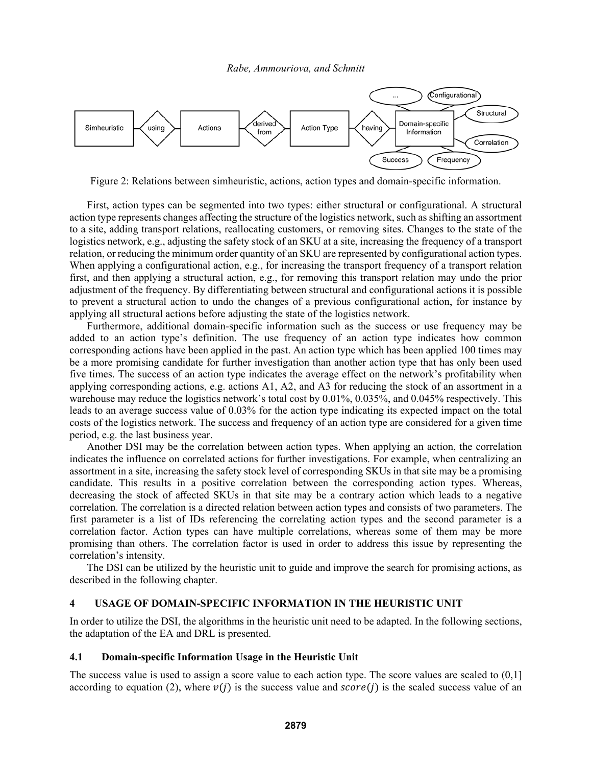Figure 2: Relations between simheuristic, actions, action types and domain-specific information.

First, action types can be segmented into two types: either structural or configurational. A structural action type represents changes affecting the structure of the logistics network, such as shifting an assortment to a site, adding transport relations, reallocating customers, or removing sites. Changes to the state of the logistics network, e.g., adjusting the safety stock of an SKU at a site, increasing the frequency of a transport relation, or reducing the minimum order quantity of an SKU are represented by configurational action types. When applying a configurational action, e.g., for increasing the transport frequency of a transport relation first, and then applying a structural action, e.g., for removing this transport relation may undo the prior adjustment of the frequency. By differentiating between structural and configurational actions it is possible to prevent a structural action to undo the changes of a previous configurational action, for instance by applying all structural actions before adjusting the state of the logistics network.

Furthermore, additional domain-specific information such as the success or use frequency may be added to an action type's definition. The use frequency of an action type indicates how common corresponding actions have been applied in the past. An action type which has been applied 100 times may be a more promising candidate for further investigation than another action type that has only been used five times. The success of an action type indicates the average effect on the network's profitability when applying corresponding actions, e.g. actions A1, A2, and A3 for reducing the stock of an assortment in a warehouse may reduce the logistics network's total cost by 0.01%, 0.035%, and 0.045% respectively. This leads to an average success value of 0.03% for the action type indicating its expected impact on the total costs of the logistics network. The success and frequency of an action type are considered for a given time period, e.g. the last business year.

Another DSI may be the correlation between action types. When applying an action, the correlation indicates the influence on correlated actions for further investigations. For example, when centralizing an assortment in a site, increasing the safety stock level of corresponding SKUs in that site may be a promising candidate. This results in a positive correlation between the corresponding action types. Whereas, decreasing the stock of affected SKUs in that site may be a contrary action which leads to a negative correlation. The correlation is a directed relation between action types and consists of two parameters. The first parameter is a list of IDs referencing the correlating action types and the second parameter is a correlation factor. Action types can have multiple correlations, whereas some of them may be more promising than others. The correlation factor is used in order to address this issue by representing the correlation's intensity.

The DSI can be utilized by the heuristic unit to guide and improve the search for promising actions, as described in the following chapter.

## 4 USAGE OF DOMAIN-SPECIFIC INFORMATION IN THE HEURISTIC UNIT

In order to utilize the DSI, the algorithms in the heuristic unit need to be adapted. In the following sections, the adaptation of the EA and DRL is presented.

### 4.1 Domain-specific Information Usage in the Heuristic Unit

The success value is used to assign a score value to each action type. The score values are scaled to (0,1] according to equation (2), where $v(j)$ is the success value and $score(j)$ is the scaled success value of an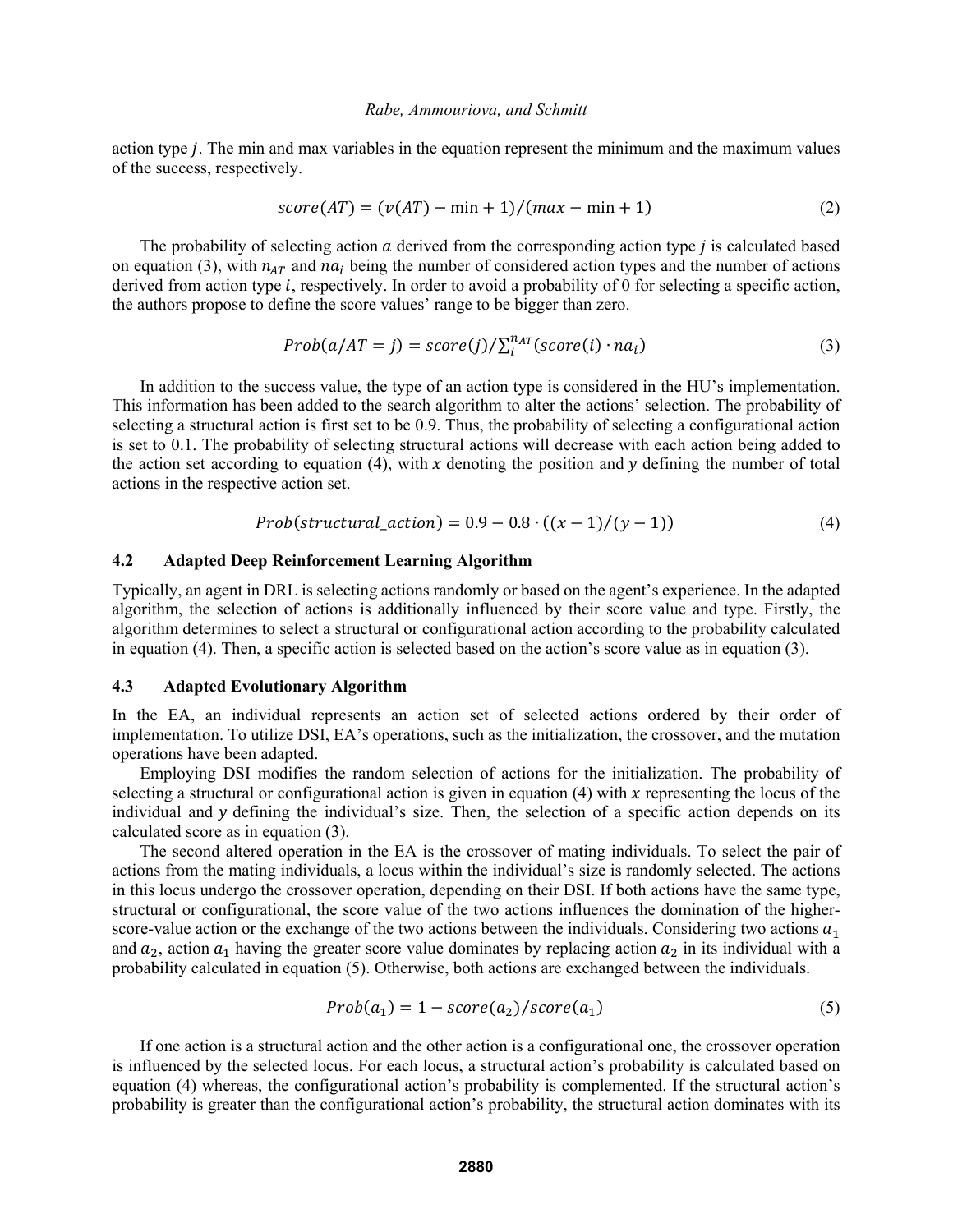action type $j$. The min and max variables in the equation represent the minimum and the maximum values of the success, respectively.

$$score(AT) = (v(AT) - \min + 1)/(max - \min + 1) \tag{2}$$

The probability of selecting action $a$ derived from the corresponding action type $j$ is calculated based on equation (3), with $n_{AT}$ and $na_i$ being the number of considered action types and the number of actions derived from action type $i$, respectively. In order to avoid a probability of 0 for selecting a specific action, the authors propose to define the score values' range to be bigger than zero.

$$Prob(a/AT = j) = score(j)/\sum_i^{n_{AT}}(score(i) \cdot na_i) \tag{3}$$

In addition to the success value, the type of an action type is considered in the HU's implementation. This information has been added to the search algorithm to alter the actions' selection. The probability of selecting a structural action is first set to be 0.9. Thus, the probability of selecting a configurational action is set to 0.1. The probability of selecting structural actions will decrease with each action being added to the action set according to equation (4), with $x$ denoting the position and $y$ defining the number of total actions in the respective action set.

$$Prob(structural\_action) = 0.9 - 0.8 \cdot ((x - 1)/(y - 1)) \tag{4}$$

### 4.2 Adapted Deep Reinforcement Learning Algorithm

Typically, an agent in DRL is selecting actions randomly or based on the agent's experience. In the adapted algorithm, the selection of actions is additionally influenced by their score value and type. Firstly, the algorithm determines to select a structural or configurational action according to the probability calculated in equation (4). Then, a specific action is selected based on the action's score value as in equation (3).

### 4.3 Adapted Evolutionary Algorithm

In the EA, an individual represents an action set of selected actions ordered by their order of implementation. To utilize DSI, EA's operations, such as the initialization, the crossover, and the mutation operations have been adapted.

Employing DSI modifies the random selection of actions for the initialization. The probability of selecting a structural or configurational action is given in equation (4) with $x$ representing the locus of the individual and $y$ defining the individual's size. Then, the selection of a specific action depends on its calculated score as in equation (3).

The second altered operation in the EA is the crossover of mating individuals. To select the pair of actions from the mating individuals, a locus within the individual's size is randomly selected. The actions in this locus undergo the crossover operation, depending on their DSI. If both actions have the same type, structural or configurational, the score value of the two actions influences the domination of the higher-score-value action or the exchange of the two actions between the individuals. Considering two actions $a_1$ and $a_2$, action $a_1$ having the greater score value dominates by replacing action $a_2$ in its individual with a probability calculated in equation (5). Otherwise, both actions are exchanged between the individuals.

$$Prob(a_1) = 1 - score(a_2)/score(a_1) \tag{5}$$

If one action is a structural action and the other action is a configurational one, the crossover operation is influenced by the selected locus. For each locus, a structural action's probability is calculated based on equation (4) whereas, the configurational action's probability is complemented. If the structural action's probability is greater than the configurational action's probability, the structural action dominates with its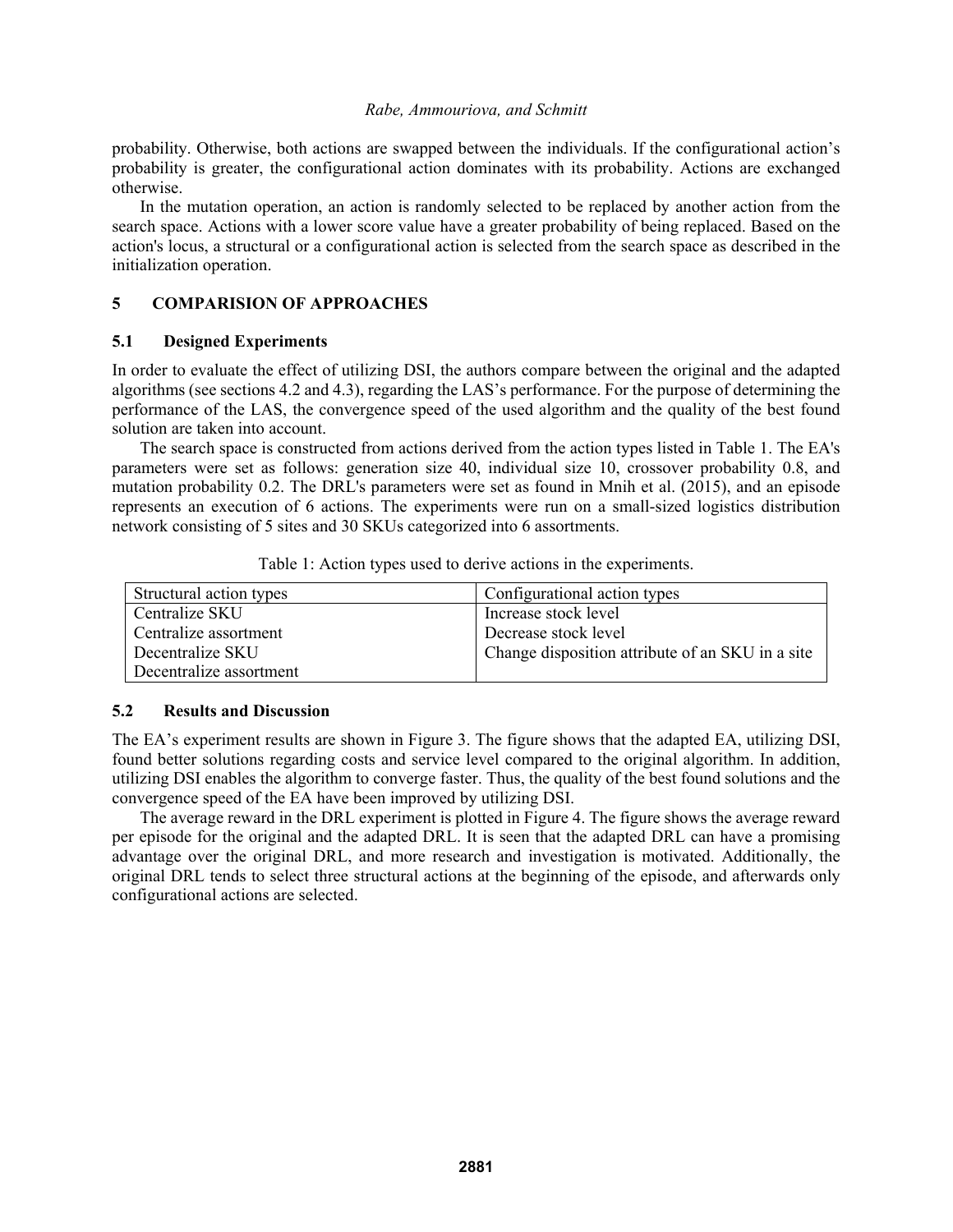probability. Otherwise, both actions are swapped between the individuals. If the configurational action's probability is greater, the configurational action dominates with its probability. Actions are exchanged otherwise.

In the mutation operation, an action is randomly selected to be replaced by another action from the search space. Actions with a lower score value have a greater probability of being replaced. Based on the action's locus, a structural or a configurational action is selected from the search space as described in the initialization operation.

## 5 COMPARISION OF APPROACHES

### 5.1 Designed Experiments

In order to evaluate the effect of utilizing DSI, the authors compare between the original and the adapted algorithms (see sections 4.2 and 4.3), regarding the LAS's performance. For the purpose of determining the performance of the LAS, the convergence speed of the used algorithm and the quality of the best found solution are taken into account.

The search space is constructed from actions derived from the action types listed in Table 1. The EA's parameters were set as follows: generation size 40, individual size 10, crossover probability 0.8, and mutation probability 0.2. The DRL's parameters were set as found in Mnih et al. (2015), and an episode represents an execution of 6 actions. The experiments were run on a small-sized logistics distribution network consisting of 5 sites and 30 SKUs categorized into 6 assortments.

Table 1: Action types used to derive actions in the experiments.

| Structural action types | Configurational action types |
| --- | --- |
| Centralize SKU | Increase stock level |
| Centralize assortment | Decrease stock level |
| Decentralize SKU | Change disposition attribute of an SKU in a site |
| Decentralize assortment | |

### 5.2 Results and Discussion

The EA's experiment results are shown in Figure 3. The figure shows that the adapted EA, utilizing DSI, found better solutions regarding costs and service level compared to the original algorithm. In addition, utilizing DSI enables the algorithm to converge faster. Thus, the quality of the best found solutions and the convergence speed of the EA have been improved by utilizing DSI.

The average reward in the DRL experiment is plotted in Figure 4. The figure shows the average reward per episode for the original and the adapted DRL. It is seen that the adapted DRL can have a promising advantage over the original DRL, and more research and investigation is motivated. Additionally, the original DRL tends to select three structural actions at the beginning of the episode, and afterwards only configurational actions are selected.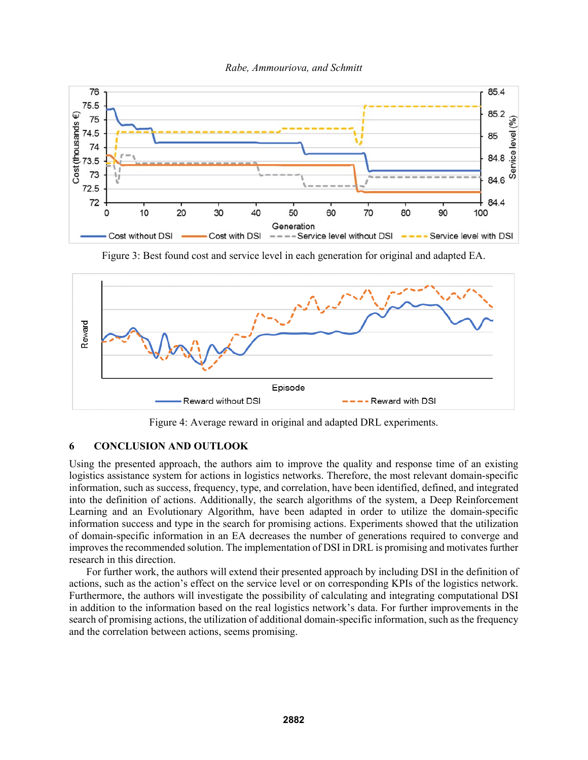Figure 3: Best found cost and service level in each generation for original and adapted EA.

Figure 4: Average reward in original and adapted DRL experiments.

## 6 CONCLUSION AND OUTLOOK

Using the presented approach, the authors aim to improve the quality and response time of an existing logistics assistance system for actions in logistics networks. Therefore, the most relevant domain-specific information, such as success, frequency, type, and correlation, have been identified, defined, and integrated into the definition of actions. Additionally, the search algorithms of the system, a Deep Reinforcement Learning and an Evolutionary Algorithm, have been adapted in order to utilize the domain-specific information success and type in the search for promising actions. Experiments showed that the utilization of domain-specific information in an EA decreases the number of generations required to converge and improves the recommended solution. The implementation of DSI in DRL is promising and motivates further research in this direction.

For further work, the authors will extend their presented approach by including DSI in the definition of actions, such as the action's effect on the service level or on corresponding KPIs of the logistics network. Furthermore, the authors will investigate the possibility of calculating and integrating computational DSI in addition to the information based on the real logistics network's data. For further improvements in the search of promising actions, the utilization of additional domain-specific information, such as the frequency and the correlation between actions, seems promising.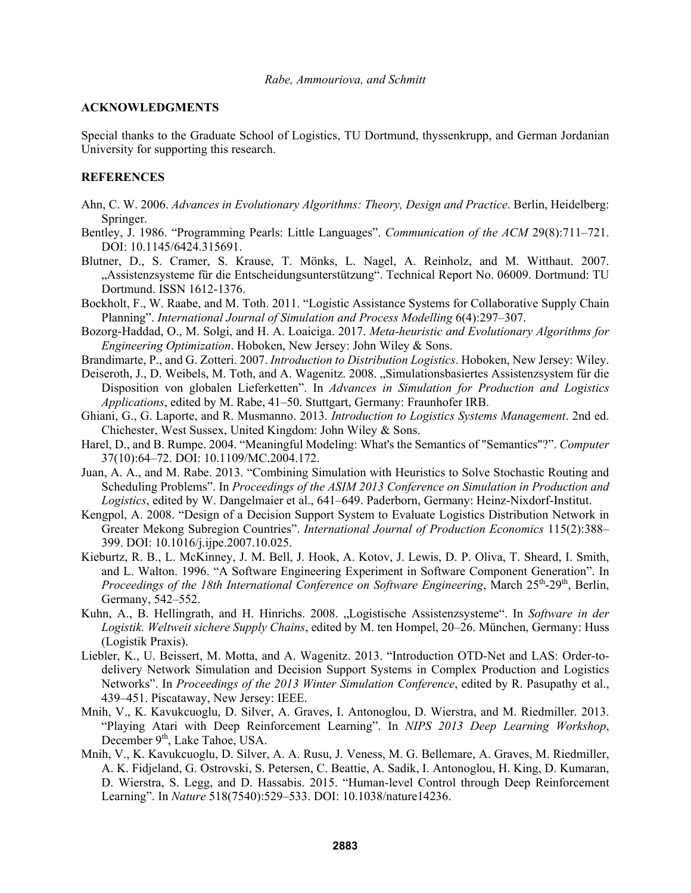## ACKNOWLEDGMENTS

Special thanks to the Graduate School of Logistics, TU Dortmund, thyssenkrupp, and German Jordanian University for supporting this research.

## REFERENCES

Ahn, C. W. 2006. *Advances in Evolutionary Algorithms: Theory, Design and Practice*. Berlin, Heidelberg: Springer.

Bentley, J. 1986. "Programming Pearls: Little Languages". *Communication of the ACM* 29(8):711–721. DOI: 10.1145/6424.315691.

Blutner, D., S. Cramer, S. Krause, T. Mönks, L. Nagel, A. Reinholz, and M. Witthaut. 2007. „Assistenzsysteme für die Entscheidungsunterstützung". Technical Report No. 06009. Dortmund: TU Dortmund. ISSN 1612-1376.

Bockholt, F., W. Raabe, and M. Toth. 2011. "Logistic Assistance Systems for Collaborative Supply Chain Planning". *International Journal of Simulation and Process Modelling* 6(4):297–307.

Bozorg-Haddad, O., M. Solgi, and H. A. Loaiciga. 2017. *Meta-heuristic and Evolutionary Algorithms for Engineering Optimization*. Hoboken, New Jersey: John Wiley & Sons.

Brandimarte, P., and G. Zotteri. 2007. *Introduction to Distribution Logistics*. Hoboken, New Jersey: Wiley.

Deiseroth, J., D. Weibels, M. Toth, and A. Wagenitz. 2008. „Simulationsbasiertes Assistenzsystem für die Disposition von globalen Lieferketten". In *Advances in Simulation for Production and Logistics Applications*, edited by M. Rabe, 41–50. Stuttgart, Germany: Fraunhofer IRB.

Ghiani, G., G. Laporte, and R. Musmanno. 2013. *Introduction to Logistics Systems Management*. 2nd ed. Chichester, West Sussex, United Kingdom: John Wiley & Sons.

Harel, D., and B. Rumpe. 2004. "Meaningful Modeling: What's the Semantics of "Semantics"?". *Computer* 37(10):64–72. DOI: 10.1109/MC.2004.172.

Juan, A. A., and M. Rabe. 2013. "Combining Simulation with Heuristics to Solve Stochastic Routing and Scheduling Problems". In *Proceedings of the ASIM 2013 Conference on Simulation in Production and Logistics*, edited by W. Dangelmaier et al., 641–649. Paderborn, Germany: Heinz-Nixdorf-Institut.

Kengpol, A. 2008. "Design of a Decision Support System to Evaluate Logistics Distribution Network in Greater Mekong Subregion Countries". *International Journal of Production Economics* 115(2):388–399. DOI: 10.1016/j.ijpe.2007.10.025.

Kieburtz, R. B., L. McKinney, J. M. Bell, J. Hook, A. Kotov, J. Lewis, D. P. Oliva, T. Sheard, I. Smith, and L. Walton. 1996. "A Software Engineering Experiment in Software Component Generation". In *Proceedings of the 18th International Conference on Software Engineering*, March 25th-29th, Berlin, Germany, 542–552.

Kuhn, A., B. Hellingrath, and H. Hinrichs. 2008. „Logistische Assistenzsysteme". In *Software in der Logistik. Weltweit sichere Supply Chains*, edited by M. ten Hompel, 20–26. München, Germany: Huss (Logistik Praxis).

Liebler, K., U. Beissert, M. Motta, and A. Wagenitz. 2013. "Introduction OTD-Net and LAS: Order-to-delivery Network Simulation and Decision Support Systems in Complex Production and Logistics Networks". In *Proceedings of the 2013 Winter Simulation Conference*, edited by R. Pasupathy et al., 439–451. Piscataway, New Jersey: IEEE.

Mnih, V., K. Kavukcuoglu, D. Silver, A. Graves, I. Antonoglou, D. Wierstra, and M. Riedmiller. 2013. "Playing Atari with Deep Reinforcement Learning". In *NIPS 2013 Deep Learning Workshop*, December 9th, Lake Tahoe, USA.

Mnih, V., K. Kavukcuoglu, D. Silver, A. A. Rusu, J. Veness, M. G. Bellemare, A. Graves, M. Riedmiller, A. K. Fidjeland, G. Ostrovski, S. Petersen, C. Beattie, A. Sadik, I. Antonoglou, H. King, D. Kumaran, D. Wierstra, S. Legg, and D. Hassabis. 2015. "Human-level Control through Deep Reinforcement Learning". In *Nature* 518(7540):529–533. DOI: 10.1038/nature14236.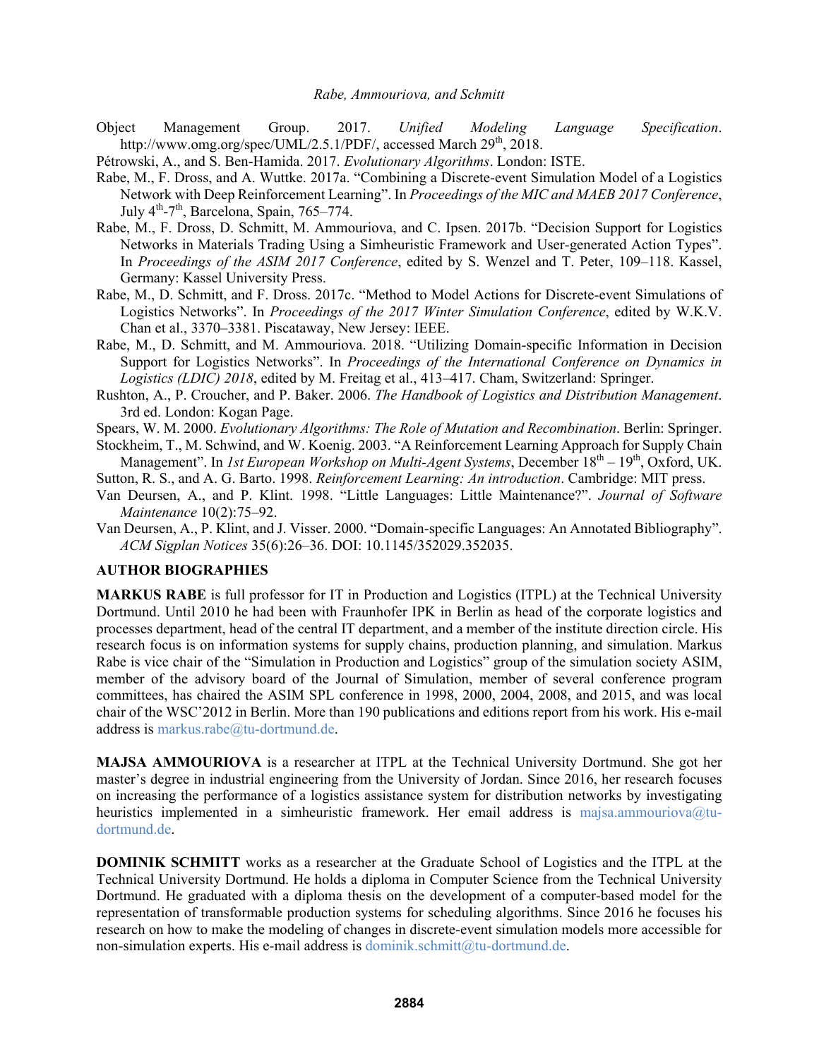Object Management Group. 2017. *Unified Modeling Language Specification*. http://www.omg.org/spec/UML/2.5.1/PDF/, accessed March 29th, 2018.

Pétrowski, A., and S. Ben-Hamida. 2017. *Evolutionary Algorithms*. London: ISTE.

Rabe, M., F. Dross, and A. Wuttke. 2017a. "Combining a Discrete-event Simulation Model of a Logistics Network with Deep Reinforcement Learning". In *Proceedings of the MIC and MAEB 2017 Conference*, July 4th-7th, Barcelona, Spain, 765–774.

Rabe, M., F. Dross, D. Schmitt, M. Ammouriova, and C. Ipsen. 2017b. "Decision Support for Logistics Networks in Materials Trading Using a Simheuristic Framework and User-generated Action Types". In *Proceedings of the ASIM 2017 Conference*, edited by S. Wenzel and T. Peter, 109–118. Kassel, Germany: Kassel University Press.

Rabe, M., D. Schmitt, and F. Dross. 2017c. "Method to Model Actions for Discrete-event Simulations of Logistics Networks". In *Proceedings of the 2017 Winter Simulation Conference*, edited by W.K.V. Chan et al., 3370–3381. Piscataway, New Jersey: IEEE.

Rabe, M., D. Schmitt, and M. Ammouriova. 2018. "Utilizing Domain-specific Information in Decision Support for Logistics Networks". In *Proceedings of the International Conference on Dynamics in Logistics (LDIC) 2018*, edited by M. Freitag et al., 413–417. Cham, Switzerland: Springer.

Rushton, A., P. Croucher, and P. Baker. 2006. *The Handbook of Logistics and Distribution Management*. 3rd ed. London: Kogan Page.

Spears, W. M. 2000. *Evolutionary Algorithms: The Role of Mutation and Recombination*. Berlin: Springer.

Stockheim, T., M. Schwind, and W. Koenig. 2003. "A Reinforcement Learning Approach for Supply Chain Management". In *1st European Workshop on Multi-Agent Systems*, December 18th – 19th, Oxford, UK.

Sutton, R. S., and A. G. Barto. 1998. *Reinforcement Learning: An introduction*. Cambridge: MIT press.

Van Deursen, A., and P. Klint. 1998. "Little Languages: Little Maintenance?". *Journal of Software Maintenance* 10(2):75–92.

Van Deursen, A., P. Klint, and J. Visser. 2000. "Domain-specific Languages: An Annotated Bibliography". *ACM Sigplan Notices* 35(6):26–36. DOI: 10.1145/352029.352035.

## AUTHOR BIOGRAPHIES

**MARKUS RABE** is full professor for IT in Production and Logistics (ITPL) at the Technical University Dortmund. Until 2010 he had been with Fraunhofer IPK in Berlin as head of the corporate logistics and processes department, head of the central IT department, and a member of the institute direction circle. His research focus is on information systems for supply chains, production planning, and simulation. Markus Rabe is vice chair of the "Simulation in Production and Logistics" group of the simulation society ASIM, member of the advisory board of the Journal of Simulation, member of several conference program committees, has chaired the ASIM SPL conference in 1998, 2000, 2004, 2008, and 2015, and was local chair of the WSC'2012 in Berlin. More than 190 publications and editions report from his work. His e-mail address is markus.rabe@tu-dortmund.de.

**MAJSA AMMOURIOVA** is a researcher at ITPL at the Technical University Dortmund. She got her master's degree in industrial engineering from the University of Jordan. Since 2016, her research focuses on increasing the performance of a logistics assistance system for distribution networks by investigating heuristics implemented in a simheuristic framework. Her email address is majsa.ammouriova@tu-dortmund.de.

**DOMINIK SCHMITT** works as a researcher at the Graduate School of Logistics and the ITPL at the Technical University Dortmund. He holds a diploma in Computer Science from the Technical University Dortmund. He graduated with a diploma thesis on the development of a computer-based model for the representation of transformable production systems for scheduling algorithms. Since 2016 he focuses his research on how to make the modeling of changes in discrete-event simulation models more accessible for non-simulation experts. His e-mail address is dominik.schmitt@tu-dortmund.de.